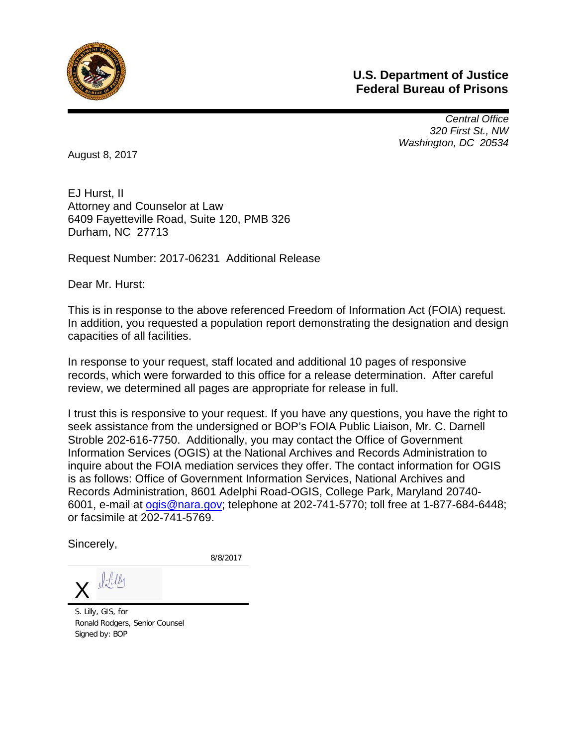**U.S. Department of Justice**
**Federal Bureau of Prisons**

*Central Office*
*320 First St., NW*
*Washington, DC 20534*

August 8, 2017

EJ Hurst, II
Attorney and Counselor at Law
6409 Fayetteville Road, Suite 120, PMB 326
Durham, NC 27713

Request Number: 2017-06231 Additional Release

Dear Mr. Hurst:

This is in response to the above referenced Freedom of Information Act (FOIA) request. In addition, you requested a population report demonstrating the designation and design capacities of all facilities.

In response to your request, staff located and additional 10 pages of responsive records, which were forwarded to this office for a release determination. After careful review, we determined all pages are appropriate for release in full.

I trust this is responsive to your request. If you have any questions, you have the right to seek assistance from the undersigned or BOP's FOIA Public Liaison, Mr. C. Darnell Stroble 202-616-7750. Additionally, you may contact the Office of Government Information Services (OGIS) at the National Archives and Records Administration to inquire about the FOIA mediation services they offer. The contact information for OGIS is as follows: Office of Government Information Services, National Archives and Records Administration, 8601 Adelphi Road-OGIS, College Park, Maryland 20740-6001, e-mail at ogis@nara.gov; telephone at 202-741-5770; toll free at 1-877-684-6448; or facsimile at 202-741-5769.

Sincerely,

8/8/2017

X S Lilly

S. Lilly, GIS, for
Ronald Rodgers, Senior Counsel
Signed by: BOP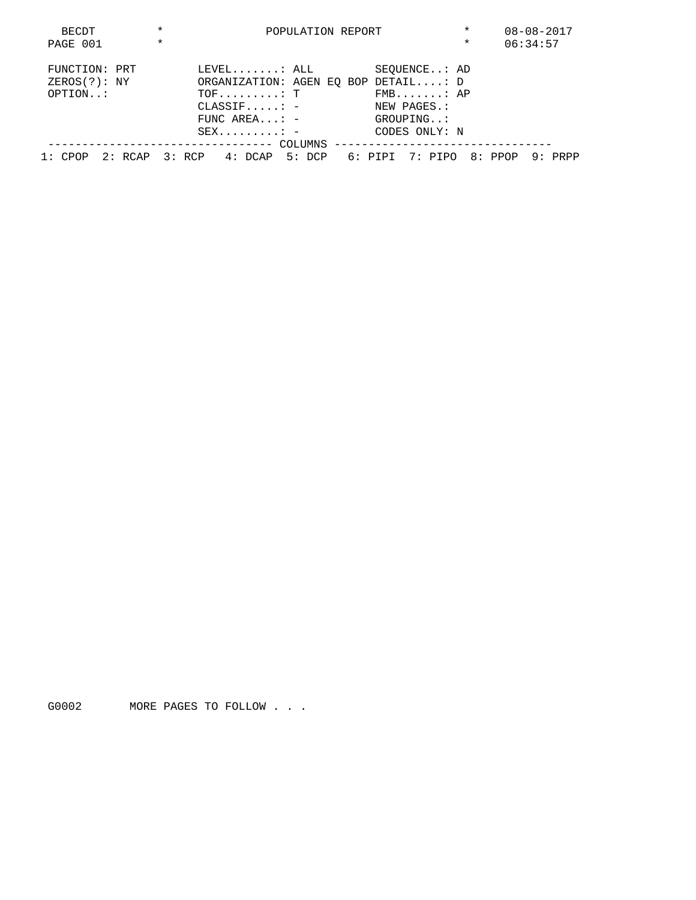```
 BECDT          *               POPULATION REPORT            *     08-08-2017
 PAGE 001       *                                            *     06:34:57

 FUNCTION: PRT         LEVEL.......: ALL         SEQUENCE..: AD
 ZEROS(?): NY          ORGANIZATION: AGEN EQ BOP DETAIL....: D
 OPTION..:             TOF.........: T           FMB.......: AP
                       CLASSIF.....: -           NEW PAGES.:
                       FUNC AREA...: -           GROUPING..:
                       SEX.........: -           CODES ONLY: N
 --------------------------------- COLUMNS --------------------------------
 1: CPOP  2: RCAP  3: RCP   4: DCAP  5: DCP   6: PIPI  7: PIPO  8: PPOP  9: PRPP
```

```
 G0002       MORE PAGES TO FOLLOW . . .
```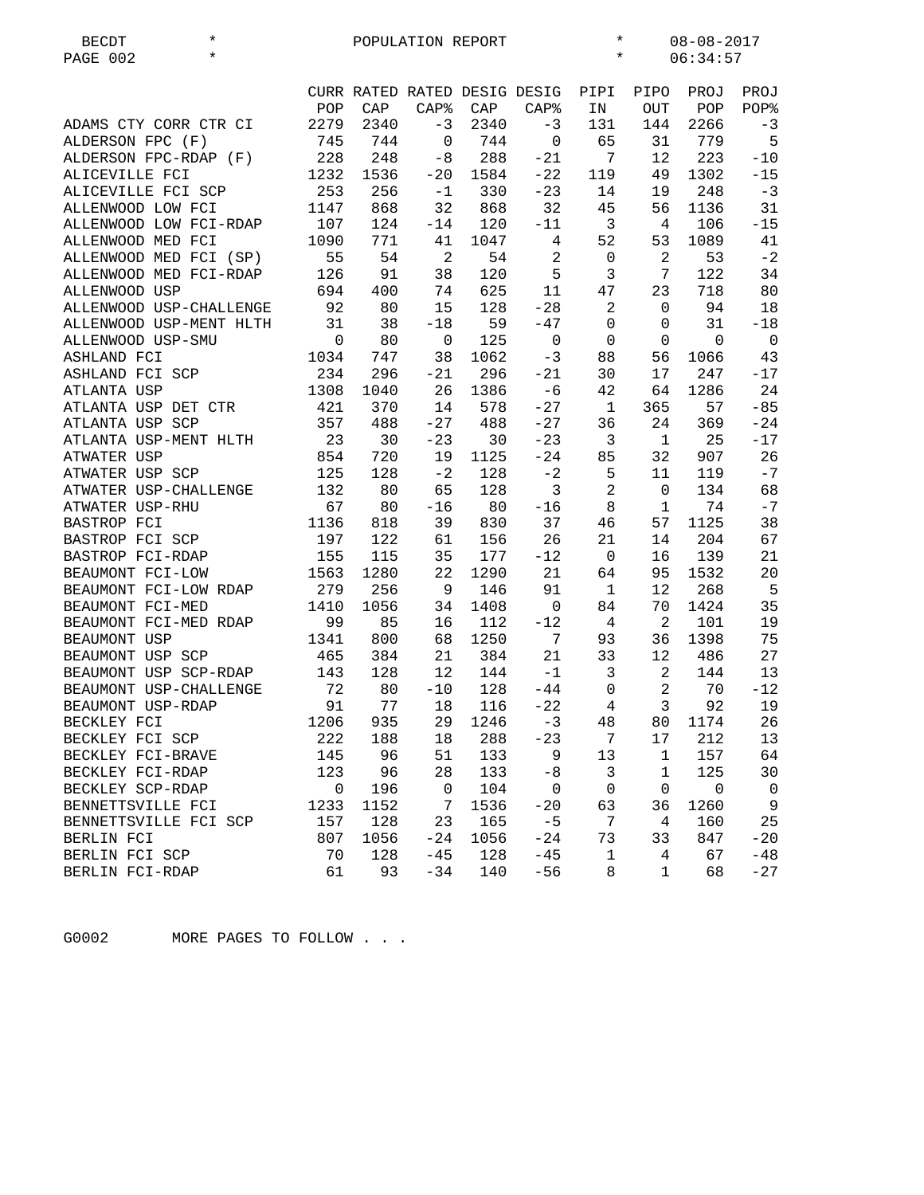BECDT * POPULATION REPORT * 08-08-2017
* * 06:34:57

| | CURR POP | RATED CAP | RATED CAP% | DESIG CAP | DESIG CAP% | PIPI IN | PIPO OUT | PROJ POP | PROJ POP% |
|---|---|---|---|---|---|---|---|---|---|
| ADAMS CTY CORR CTR CI | 2279 | 2340 | -3 | 2340 | -3 | 131 | 144 | 2266 | -3 |
| ALDERSON FPC (F) | 745 | 744 | 0 | 744 | 0 | 65 | 31 | 779 | 5 |
| ALDERSON FPC-RDAP (F) | 228 | 248 | -8 | 288 | -21 | 7 | 12 | 223 | -10 |
| ALICEVILLE FCI | 1232 | 1536 | -20 | 1584 | -22 | 119 | 49 | 1302 | -15 |
| ALICEVILLE FCI SCP | 253 | 256 | -1 | 330 | -23 | 14 | 19 | 248 | -3 |
| ALLENWOOD LOW FCI | 1147 | 868 | 32 | 868 | 32 | 45 | 56 | 1136 | 31 |
| ALLENWOOD LOW FCI-RDAP | 107 | 124 | -14 | 120 | -11 | 3 | 4 | 106 | -15 |
| ALLENWOOD MED FCI | 1090 | 771 | 41 | 1047 | 4 | 52 | 53 | 1089 | 41 |
| ALLENWOOD MED FCI (SP) | 55 | 54 | 2 | 54 | 2 | 0 | 2 | 53 | -2 |
| ALLENWOOD MED FCI-RDAP | 126 | 91 | 38 | 120 | 5 | 3 | 7 | 122 | 34 |
| ALLENWOOD USP | 694 | 400 | 74 | 625 | 11 | 47 | 23 | 718 | 80 |
| ALLENWOOD USP-CHALLENGE | 92 | 80 | 15 | 128 | -28 | 2 | 0 | 94 | 18 |
| ALLENWOOD USP-MENT HLTH | 31 | 38 | -18 | 59 | -47 | 0 | 0 | 31 | -18 |
| ALLENWOOD USP-SMU | 0 | 80 | 0 | 125 | 0 | 0 | 0 | 0 | 0 |
| ASHLAND FCI | 1034 | 747 | 38 | 1062 | -3 | 88 | 56 | 1066 | 43 |
| ASHLAND FCI SCP | 234 | 296 | -21 | 296 | -21 | 30 | 17 | 247 | -17 |
| ATLANTA USP | 1308 | 1040 | 26 | 1386 | -6 | 42 | 64 | 1286 | 24 |
| ATLANTA USP DET CTR | 421 | 370 | 14 | 578 | -27 | 1 | 365 | 57 | -85 |
| ATLANTA USP SCP | 357 | 488 | -27 | 488 | -27 | 36 | 24 | 369 | -24 |
| ATLANTA USP-MENT HLTH | 23 | 30 | -23 | 30 | -23 | 3 | 1 | 25 | -17 |
| ATWATER USP | 854 | 720 | 19 | 1125 | -24 | 85 | 32 | 907 | 26 |
| ATWATER USP SCP | 125 | 128 | -2 | 128 | -2 | 5 | 11 | 119 | -7 |
| ATWATER USP-CHALLENGE | 132 | 80 | 65 | 128 | 3 | 2 | 0 | 134 | 68 |
| ATWATER USP-RHU | 67 | 80 | -16 | 80 | -16 | 8 | 1 | 74 | -7 |
| BASTROP FCI | 1136 | 818 | 39 | 830 | 37 | 46 | 57 | 1125 | 38 |
| BASTROP FCI SCP | 197 | 122 | 61 | 156 | 26 | 21 | 14 | 204 | 67 |
| BASTROP FCI-RDAP | 155 | 115 | 35 | 177 | -12 | 0 | 16 | 139 | 21 |
| BEAUMONT FCI-LOW | 1563 | 1280 | 22 | 1290 | 21 | 64 | 95 | 1532 | 20 |
| BEAUMONT FCI-LOW RDAP | 279 | 256 | 9 | 146 | 91 | 1 | 12 | 268 | 5 |
| BEAUMONT FCI-MED | 1410 | 1056 | 34 | 1408 | 0 | 84 | 70 | 1424 | 35 |
| BEAUMONT FCI-MED RDAP | 99 | 85 | 16 | 112 | -12 | 4 | 2 | 101 | 19 |
| BEAUMONT USP | 1341 | 800 | 68 | 1250 | 7 | 93 | 36 | 1398 | 75 |
| BEAUMONT USP SCP | 465 | 384 | 21 | 384 | 21 | 33 | 12 | 486 | 27 |
| BEAUMONT USP SCP-RDAP | 143 | 128 | 12 | 144 | -1 | 3 | 2 | 144 | 13 |
| BEAUMONT USP-CHALLENGE | 72 | 80 | -10 | 128 | -44 | 0 | 2 | 70 | -12 |
| BEAUMONT USP-RDAP | 91 | 77 | 18 | 116 | -22 | 4 | 3 | 92 | 19 |
| BECKLEY FCI | 1206 | 935 | 29 | 1246 | -3 | 48 | 80 | 1174 | 26 |
| BECKLEY FCI SCP | 222 | 188 | 18 | 288 | -23 | 7 | 17 | 212 | 13 |
| BECKLEY FCI-BRAVE | 145 | 96 | 51 | 133 | 9 | 13 | 1 | 157 | 64 |
| BECKLEY FCI-RDAP | 123 | 96 | 28 | 133 | -8 | 3 | 1 | 125 | 30 |
| BECKLEY SCP-RDAP | 0 | 196 | 0 | 104 | 0 | 0 | 0 | 0 | 0 |
| BENNETTSVILLE FCI | 1233 | 1152 | 7 | 1536 | -20 | 63 | 36 | 1260 | 9 |
| BENNETTSVILLE FCI SCP | 157 | 128 | 23 | 165 | -5 | 7 | 4 | 160 | 25 |
| BERLIN FCI | 807 | 1056 | -24 | 1056 | -24 | 73 | 33 | 847 | -20 |
| BERLIN FCI SCP | 70 | 128 | -45 | 128 | -45 | 1 | 4 | 67 | -48 |
| BERLIN FCI-RDAP | 61 | 93 | -34 | 140 | -56 | 8 | 1 | 68 | -27 |

G0002 MORE PAGES TO FOLLOW . . .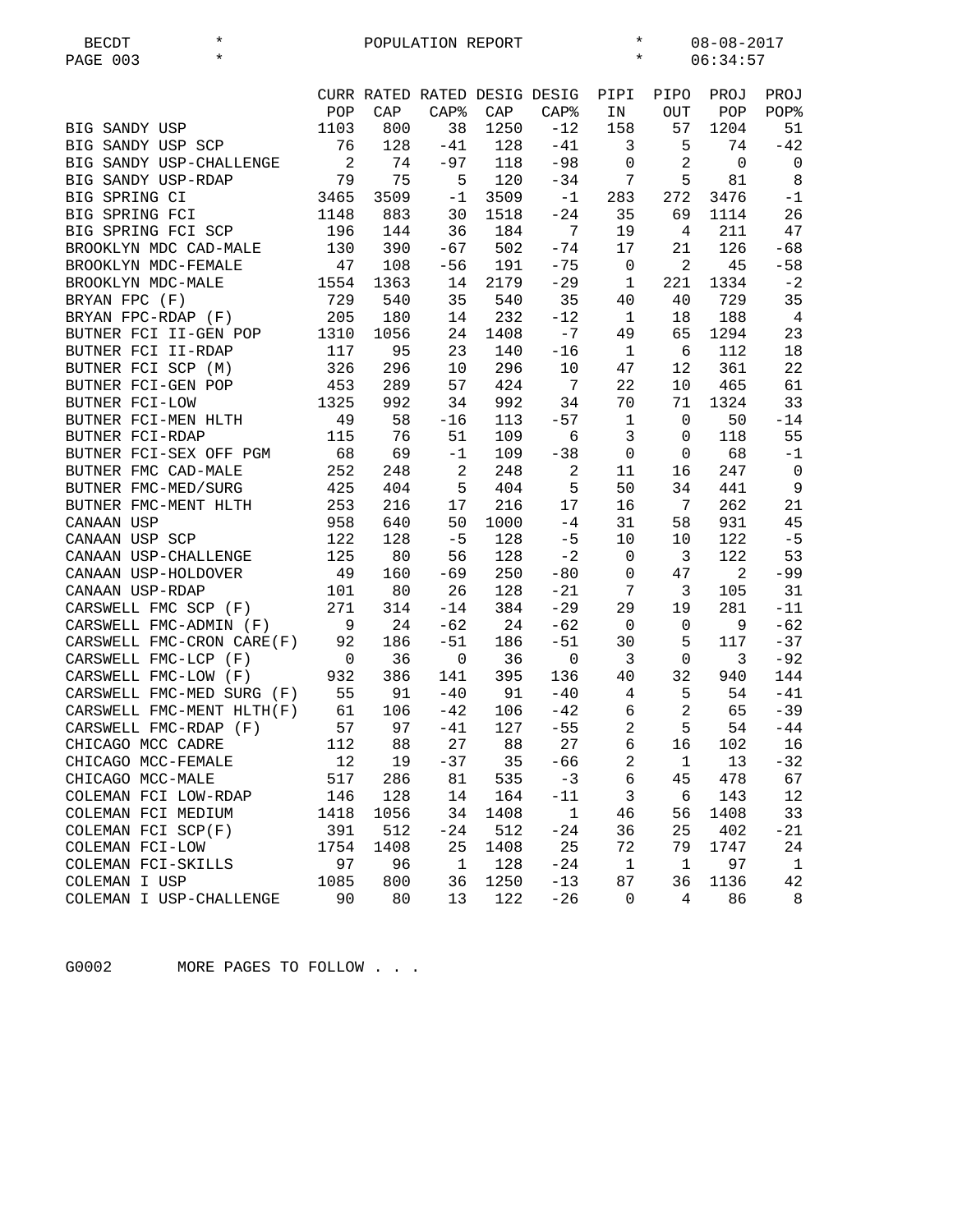BECDT * POPULATION REPORT * 08-08-2017

* * 06:34:57

| | CURR POP | RATED CAP | RATED CAP% | DESIG CAP | DESIG CAP% | PIPI IN | PIPO OUT | PROJ POP | PROJ POP% |
|---|---|---|---|---|---|---|---|---|---|
| BIG SANDY USP | 1103 | 800 | 38 | 1250 | -12 | 158 | 57 | 1204 | 51 |
| BIG SANDY USP SCP | 76 | 128 | -41 | 128 | -41 | 3 | 5 | 74 | -42 |
| BIG SANDY USP-CHALLENGE | 2 | 74 | -97 | 118 | -98 | 0 | 2 | 0 | 0 |
| BIG SANDY USP-RDAP | 79 | 75 | 5 | 120 | -34 | 7 | 5 | 81 | 8 |
| BIG SPRING CI | 3465 | 3509 | -1 | 3509 | -1 | 283 | 272 | 3476 | -1 |
| BIG SPRING FCI | 1148 | 883 | 30 | 1518 | -24 | 35 | 69 | 1114 | 26 |
| BIG SPRING FCI SCP | 196 | 144 | 36 | 184 | 7 | 19 | 4 | 211 | 47 |
| BROOKLYN MDC CAD-MALE | 130 | 390 | -67 | 502 | -74 | 17 | 21 | 126 | -68 |
| BROOKLYN MDC-FEMALE | 47 | 108 | -56 | 191 | -75 | 0 | 2 | 45 | -58 |
| BROOKLYN MDC-MALE | 1554 | 1363 | 14 | 2179 | -29 | 1 | 221 | 1334 | -2 |
| BRYAN FPC (F) | 729 | 540 | 35 | 540 | 35 | 40 | 40 | 729 | 35 |
| BRYAN FPC-RDAP (F) | 205 | 180 | 14 | 232 | -12 | 1 | 18 | 188 | 4 |
| BUTNER FCI II-GEN POP | 1310 | 1056 | 24 | 1408 | -7 | 49 | 65 | 1294 | 23 |
| BUTNER FCI II-RDAP | 117 | 95 | 23 | 140 | -16 | 1 | 6 | 112 | 18 |
| BUTNER FCI SCP (M) | 326 | 296 | 10 | 296 | 10 | 47 | 12 | 361 | 22 |
| BUTNER FCI-GEN POP | 453 | 289 | 57 | 424 | 7 | 22 | 10 | 465 | 61 |
| BUTNER FCI-LOW | 1325 | 992 | 34 | 992 | 34 | 70 | 71 | 1324 | 33 |
| BUTNER FCI-MEN HLTH | 49 | 58 | -16 | 113 | -57 | 1 | 0 | 50 | -14 |
| BUTNER FCI-RDAP | 115 | 76 | 51 | 109 | 6 | 3 | 0 | 118 | 55 |
| BUTNER FCI-SEX OFF PGM | 68 | 69 | -1 | 109 | -38 | 0 | 0 | 68 | -1 |
| BUTNER FMC CAD-MALE | 252 | 248 | 2 | 248 | 2 | 11 | 16 | 247 | 0 |
| BUTNER FMC-MED/SURG | 425 | 404 | 5 | 404 | 5 | 50 | 34 | 441 | 9 |
| BUTNER FMC-MENT HLTH | 253 | 216 | 17 | 216 | 17 | 16 | 7 | 262 | 21 |
| CANAAN USP | 958 | 640 | 50 | 1000 | -4 | 31 | 58 | 931 | 45 |
| CANAAN USP SCP | 122 | 128 | -5 | 128 | -5 | 10 | 10 | 122 | -5 |
| CANAAN USP-CHALLENGE | 125 | 80 | 56 | 128 | -2 | 0 | 3 | 122 | 53 |
| CANAAN USP-HOLDOVER | 49 | 160 | -69 | 250 | -80 | 0 | 47 | 2 | -99 |
| CANAAN USP-RDAP | 101 | 80 | 26 | 128 | -21 | 7 | 3 | 105 | 31 |
| CARSWELL FMC SCP (F) | 271 | 314 | -14 | 384 | -29 | 29 | 19 | 281 | -11 |
| CARSWELL FMC-ADMIN (F) | 9 | 24 | -62 | 24 | -62 | 0 | 0 | 9 | -62 |
| CARSWELL FMC-CRON CARE(F) | 92 | 186 | -51 | 186 | -51 | 30 | 5 | 117 | -37 |
| CARSWELL FMC-LCP (F) | 0 | 36 | 0 | 36 | 0 | 3 | 0 | 3 | -92 |
| CARSWELL FMC-LOW (F) | 932 | 386 | 141 | 395 | 136 | 40 | 32 | 940 | 144 |
| CARSWELL FMC-MED SURG (F) | 55 | 91 | -40 | 91 | -40 | 4 | 5 | 54 | -41 |
| CARSWELL FMC-MENT HLTH(F) | 61 | 106 | -42 | 106 | -42 | 6 | 2 | 65 | -39 |
| CARSWELL FMC-RDAP (F) | 57 | 97 | -41 | 127 | -55 | 2 | 5 | 54 | -44 |
| CHICAGO MCC CADRE | 112 | 88 | 27 | 88 | 27 | 6 | 16 | 102 | 16 |
| CHICAGO MCC-FEMALE | 12 | 19 | -37 | 35 | -66 | 2 | 1 | 13 | -32 |
| CHICAGO MCC-MALE | 517 | 286 | 81 | 535 | -3 | 6 | 45 | 478 | 67 |
| COLEMAN FCI LOW-RDAP | 146 | 128 | 14 | 164 | -11 | 3 | 6 | 143 | 12 |
| COLEMAN FCI MEDIUM | 1418 | 1056 | 34 | 1408 | 1 | 46 | 56 | 1408 | 33 |
| COLEMAN FCI SCP(F) | 391 | 512 | -24 | 512 | -24 | 36 | 25 | 402 | -21 |
| COLEMAN FCI-LOW | 1754 | 1408 | 25 | 1408 | 25 | 72 | 79 | 1747 | 24 |
| COLEMAN FCI-SKILLS | 97 | 96 | 1 | 128 | -24 | 1 | 1 | 97 | 1 |
| COLEMAN I USP | 1085 | 800 | 36 | 1250 | -13 | 87 | 36 | 1136 | 42 |
| COLEMAN I USP-CHALLENGE | 90 | 80 | 13 | 122 | -26 | 0 | 4 | 86 | 8 |

G0002 MORE PAGES TO FOLLOW . . .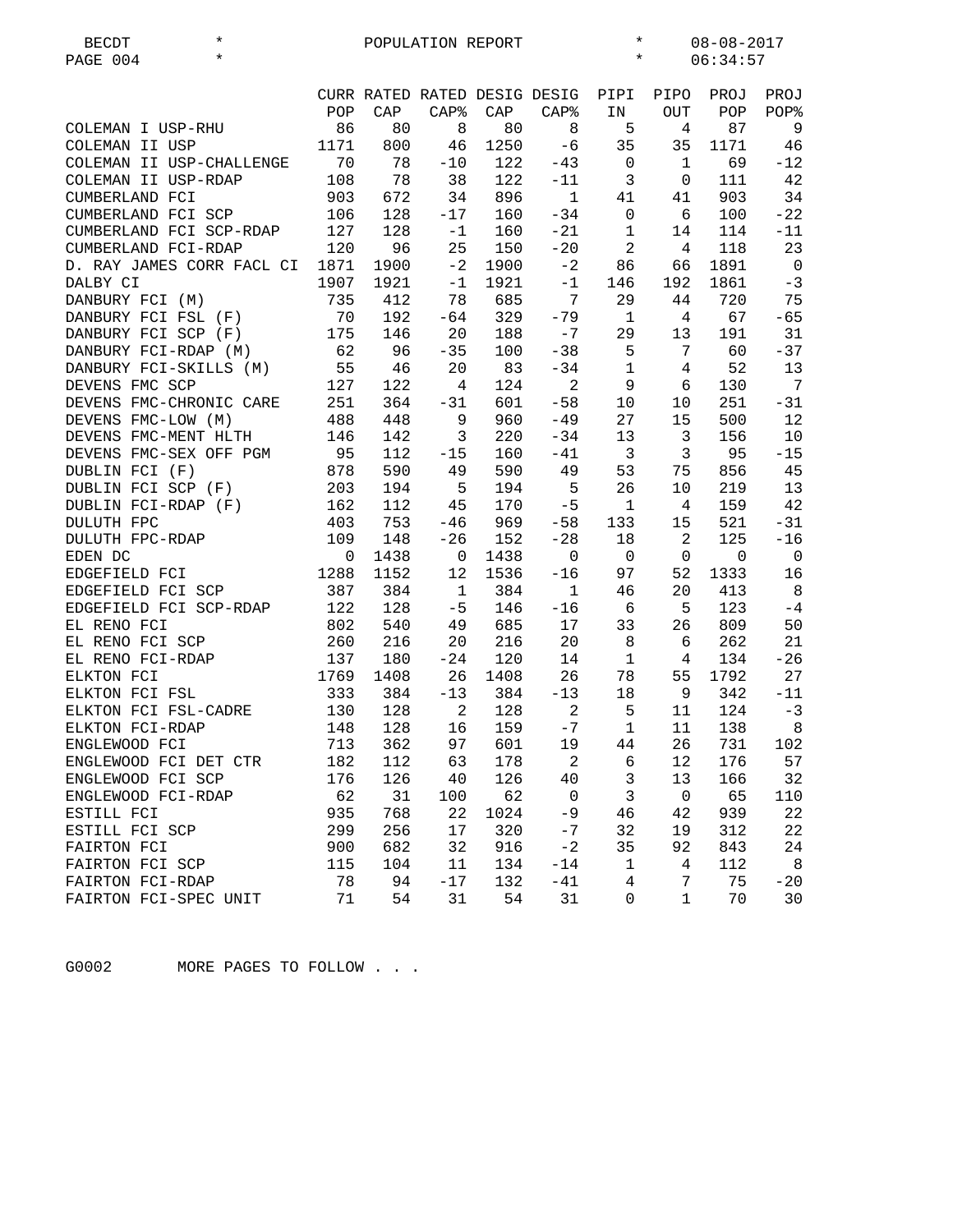BECDT * POPULATION REPORT * 08-08-2017
PAGE 004 * * 06:34:57

| | CURR POP | RATED CAP | RATED CAP% | DESIG CAP | DESIG CAP% | PIPI IN | PIPO OUT | PROJ POP | PROJ POP% |
|---|---|---|---|---|---|---|---|---|---|
| COLEMAN I USP-RHU | 86 | 80 | 8 | 80 | 8 | 5 | 4 | 87 | 9 |
| COLEMAN II USP | 1171 | 800 | 46 | 1250 | -6 | 35 | 35 | 1171 | 46 |
| COLEMAN II USP-CHALLENGE | 70 | 78 | -10 | 122 | -43 | 0 | 1 | 69 | -12 |
| COLEMAN II USP-RDAP | 108 | 78 | 38 | 122 | -11 | 3 | 0 | 111 | 42 |
| CUMBERLAND FCI | 903 | 672 | 34 | 896 | 1 | 41 | 41 | 903 | 34 |
| CUMBERLAND FCI SCP | 106 | 128 | -17 | 160 | -34 | 0 | 6 | 100 | -22 |
| CUMBERLAND FCI SCP-RDAP | 127 | 128 | -1 | 160 | -21 | 1 | 14 | 114 | -11 |
| CUMBERLAND FCI-RDAP | 120 | 96 | 25 | 150 | -20 | 2 | 4 | 118 | 23 |
| D. RAY JAMES CORR FACL CI | 1871 | 1900 | -2 | 1900 | -2 | 86 | 66 | 1891 | 0 |
| DALBY CI | 1907 | 1921 | -1 | 1921 | -1 | 146 | 192 | 1861 | -3 |
| DANBURY FCI (M) | 735 | 412 | 78 | 685 | 7 | 29 | 44 | 720 | 75 |
| DANBURY FCI FSL (F) | 70 | 192 | -64 | 329 | -79 | 1 | 4 | 67 | -65 |
| DANBURY FCI SCP (F) | 175 | 146 | 20 | 188 | -7 | 29 | 13 | 191 | 31 |
| DANBURY FCI-RDAP (M) | 62 | 96 | -35 | 100 | -38 | 5 | 7 | 60 | -37 |
| DANBURY FCI-SKILLS (M) | 55 | 46 | 20 | 83 | -34 | 1 | 4 | 52 | 13 |
| DEVENS FMC SCP | 127 | 122 | 4 | 124 | 2 | 9 | 6 | 130 | 7 |
| DEVENS FMC-CHRONIC CARE | 251 | 364 | -31 | 601 | -58 | 10 | 10 | 251 | -31 |
| DEVENS FMC-LOW (M) | 488 | 448 | 9 | 960 | -49 | 27 | 15 | 500 | 12 |
| DEVENS FMC-MENT HLTH | 146 | 142 | 3 | 220 | -34 | 13 | 3 | 156 | 10 |
| DEVENS FMC-SEX OFF PGM | 95 | 112 | -15 | 160 | -41 | 3 | 3 | 95 | -15 |
| DUBLIN FCI (F) | 878 | 590 | 49 | 590 | 49 | 53 | 75 | 856 | 45 |
| DUBLIN FCI SCP (F) | 203 | 194 | 5 | 194 | 5 | 26 | 10 | 219 | 13 |
| DUBLIN FCI-RDAP (F) | 162 | 112 | 45 | 170 | -5 | 1 | 4 | 159 | 42 |
| DULUTH FPC | 403 | 753 | -46 | 969 | -58 | 133 | 15 | 521 | -31 |
| DULUTH FPC-RDAP | 109 | 148 | -26 | 152 | -28 | 18 | 2 | 125 | -16 |
| EDEN DC | 0 | 1438 | 0 | 1438 | 0 | 0 | 0 | 0 | 0 |
| EDGEFIELD FCI | 1288 | 1152 | 12 | 1536 | -16 | 97 | 52 | 1333 | 16 |
| EDGEFIELD FCI SCP | 387 | 384 | 1 | 384 | 1 | 46 | 20 | 413 | 8 |
| EDGEFIELD FCI SCP-RDAP | 122 | 128 | -5 | 146 | -16 | 6 | 5 | 123 | -4 |
| EL RENO FCI | 802 | 540 | 49 | 685 | 17 | 33 | 26 | 809 | 50 |
| EL RENO FCI SCP | 260 | 216 | 20 | 216 | 20 | 8 | 6 | 262 | 21 |
| EL RENO FCI-RDAP | 137 | 180 | -24 | 120 | 14 | 1 | 4 | 134 | -26 |
| ELKTON FCI | 1769 | 1408 | 26 | 1408 | 26 | 78 | 55 | 1792 | 27 |
| ELKTON FCI FSL | 333 | 384 | -13 | 384 | -13 | 18 | 9 | 342 | -11 |
| ELKTON FCI FSL-CADRE | 130 | 128 | 2 | 128 | 2 | 5 | 11 | 124 | -3 |
| ELKTON FCI-RDAP | 148 | 128 | 16 | 159 | -7 | 1 | 11 | 138 | 8 |
| ENGLEWOOD FCI | 713 | 362 | 97 | 601 | 19 | 44 | 26 | 731 | 102 |
| ENGLEWOOD FCI DET CTR | 182 | 112 | 63 | 178 | 2 | 6 | 12 | 176 | 57 |
| ENGLEWOOD FCI SCP | 176 | 126 | 40 | 126 | 40 | 3 | 13 | 166 | 32 |
| ENGLEWOOD FCI-RDAP | 62 | 31 | 100 | 62 | 0 | 3 | 0 | 65 | 110 |
| ESTILL FCI | 935 | 768 | 22 | 1024 | -9 | 46 | 42 | 939 | 22 |
| ESTILL FCI SCP | 299 | 256 | 17 | 320 | -7 | 32 | 19 | 312 | 22 |
| FAIRTON FCI | 900 | 682 | 32 | 916 | -2 | 35 | 92 | 843 | 24 |
| FAIRTON FCI SCP | 115 | 104 | 11 | 134 | -14 | 1 | 4 | 112 | 8 |
| FAIRTON FCI-RDAP | 78 | 94 | -17 | 132 | -41 | 4 | 7 | 75 | -20 |
| FAIRTON FCI-SPEC UNIT | 71 | 54 | 31 | 54 | 31 | 0 | 1 | 70 | 30 |

G0002 MORE PAGES TO FOLLOW . . .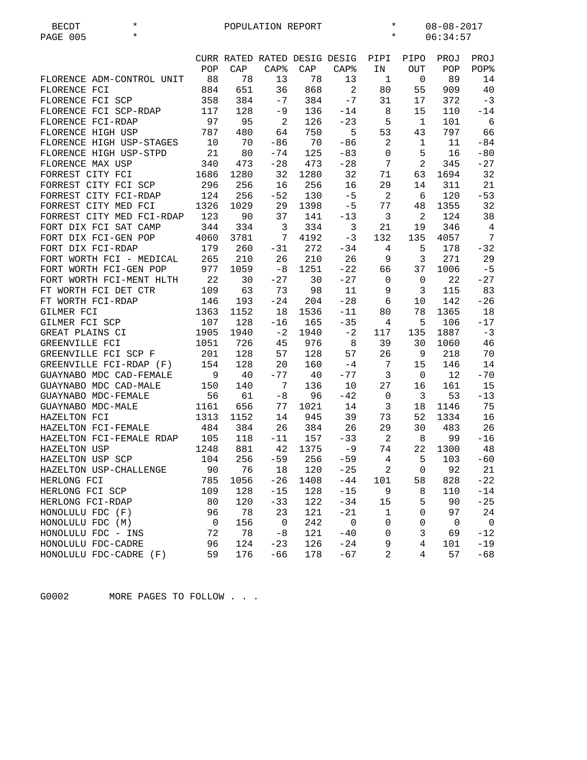BECDT * POPULATION REPORT * 08-08-2017

PAGE 005 * * 06:34:57

| | CURR POP | RATED CAP | RATED CAP% | DESIG CAP | DESIG CAP% | PIPI IN | PIPO OUT | PROJ POP | PROJ POP% |
|---|---|---|---|---|---|---|---|---|---|
| FLORENCE ADM-CONTROL UNIT | 88 | 78 | 13 | 78 | 13 | 1 | 0 | 89 | 14 |
| FLORENCE FCI | 884 | 651 | 36 | 868 | 2 | 80 | 55 | 909 | 40 |
| FLORENCE FCI SCP | 358 | 384 | -7 | 384 | -7 | 31 | 17 | 372 | -3 |
| FLORENCE FCI SCP-RDAP | 117 | 128 | -9 | 136 | -14 | 8 | 15 | 110 | -14 |
| FLORENCE FCI-RDAP | 97 | 95 | 2 | 126 | -23 | 5 | 1 | 101 | 6 |
| FLORENCE HIGH USP | 787 | 480 | 64 | 750 | 5 | 53 | 43 | 797 | 66 |
| FLORENCE HIGH USP-STAGES | 10 | 70 | -86 | 70 | -86 | 2 | 1 | 11 | -84 |
| FLORENCE HIGH USP-STPD | 21 | 80 | -74 | 125 | -83 | 0 | 5 | 16 | -80 |
| FLORENCE MAX USP | 340 | 473 | -28 | 473 | -28 | 7 | 2 | 345 | -27 |
| FORREST CITY FCI | 1686 | 1280 | 32 | 1280 | 32 | 71 | 63 | 1694 | 32 |
| FORREST CITY FCI SCP | 296 | 256 | 16 | 256 | 16 | 29 | 14 | 311 | 21 |
| FORREST CITY FCI-RDAP | 124 | 256 | -52 | 130 | -5 | 2 | 6 | 120 | -53 |
| FORREST CITY MED FCI | 1326 | 1029 | 29 | 1398 | -5 | 77 | 48 | 1355 | 32 |
| FORREST CITY MED FCI-RDAP | 123 | 90 | 37 | 141 | -13 | 3 | 2 | 124 | 38 |
| FORT DIX FCI SAT CAMP | 344 | 334 | 3 | 334 | 3 | 21 | 19 | 346 | 4 |
| FORT DIX FCI-GEN POP | 4060 | 3781 | 7 | 4192 | -3 | 132 | 135 | 4057 | 7 |
| FORT DIX FCI-RDAP | 179 | 260 | -31 | 272 | -34 | 4 | 5 | 178 | -32 |
| FORT WORTH FCI - MEDICAL | 265 | 210 | 26 | 210 | 26 | 9 | 3 | 271 | 29 |
| FORT WORTH FCI-GEN POP | 977 | 1059 | -8 | 1251 | -22 | 66 | 37 | 1006 | -5 |
| FORT WORTH FCI-MENT HLTH | 22 | 30 | -27 | 30 | -27 | 0 | 0 | 22 | -27 |
| FT WORTH FCI DET CTR | 109 | 63 | 73 | 98 | 11 | 9 | 3 | 115 | 83 |
| FT WORTH FCI-RDAP | 146 | 193 | -24 | 204 | -28 | 6 | 10 | 142 | -26 |
| GILMER FCI | 1363 | 1152 | 18 | 1536 | -11 | 80 | 78 | 1365 | 18 |
| GILMER FCI SCP | 107 | 128 | -16 | 165 | -35 | 4 | 5 | 106 | -17 |
| GREAT PLAINS CI | 1905 | 1940 | -2 | 1940 | -2 | 117 | 135 | 1887 | -3 |
| GREENVILLE FCI | 1051 | 726 | 45 | 976 | 8 | 39 | 30 | 1060 | 46 |
| GREENVILLE FCI SCP F | 201 | 128 | 57 | 128 | 57 | 26 | 9 | 218 | 70 |
| GREENVILLE FCI-RDAP (F) | 154 | 128 | 20 | 160 | -4 | 7 | 15 | 146 | 14 |
| GUAYNABO MDC CAD-FEMALE | 9 | 40 | -77 | 40 | -77 | 3 | 0 | 12 | -70 |
| GUAYNABO MDC CAD-MALE | 150 | 140 | 7 | 136 | 10 | 27 | 16 | 161 | 15 |
| GUAYNABO MDC-FEMALE | 56 | 61 | -8 | 96 | -42 | 0 | 3 | 53 | -13 |
| GUAYNABO MDC-MALE | 1161 | 656 | 77 | 1021 | 14 | 3 | 18 | 1146 | 75 |
| HAZELTON FCI | 1313 | 1152 | 14 | 945 | 39 | 73 | 52 | 1334 | 16 |
| HAZELTON FCI-FEMALE | 484 | 384 | 26 | 384 | 26 | 29 | 30 | 483 | 26 |
| HAZELTON FCI-FEMALE RDAP | 105 | 118 | -11 | 157 | -33 | 2 | 8 | 99 | -16 |
| HAZELTON USP | 1248 | 881 | 42 | 1375 | -9 | 74 | 22 | 1300 | 48 |
| HAZELTON USP SCP | 104 | 256 | -59 | 256 | -59 | 4 | 5 | 103 | -60 |
| HAZELTON USP-CHALLENGE | 90 | 76 | 18 | 120 | -25 | 2 | 0 | 92 | 21 |
| HERLONG FCI | 785 | 1056 | -26 | 1408 | -44 | 101 | 58 | 828 | -22 |
| HERLONG FCI SCP | 109 | 128 | -15 | 128 | -15 | 9 | 8 | 110 | -14 |
| HERLONG FCI-RDAP | 80 | 120 | -33 | 122 | -34 | 15 | 5 | 90 | -25 |
| HONOLULU FDC (F) | 96 | 78 | 23 | 121 | -21 | 1 | 0 | 97 | 24 |
| HONOLULU FDC (M) | 0 | 156 | 0 | 242 | 0 | 0 | 0 | 0 | 0 |
| HONOLULU FDC - INS | 72 | 78 | -8 | 121 | -40 | 0 | 3 | 69 | -12 |
| HONOLULU FDC-CADRE | 96 | 124 | -23 | 126 | -24 | 9 | 4 | 101 | -19 |
| HONOLULU FDC-CADRE (F) | 59 | 176 | -66 | 178 | -67 | 2 | 4 | 57 | -68 |

G0002 MORE PAGES TO FOLLOW . . .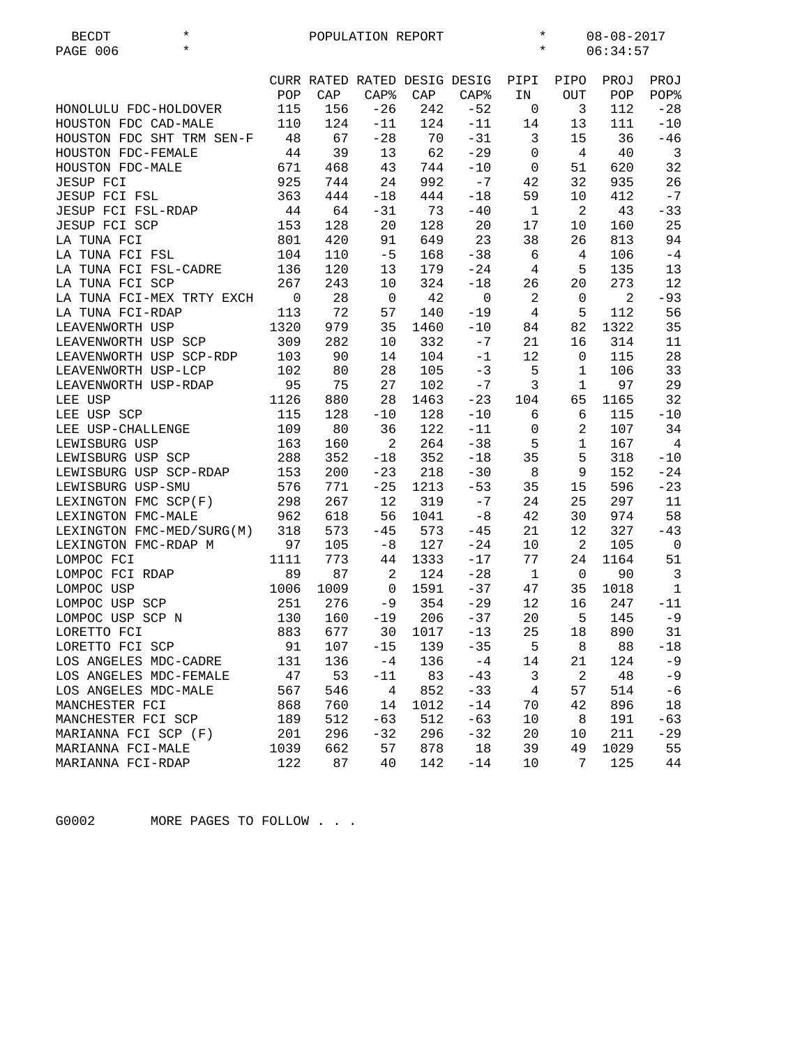| | CURR POP | RATED CAP | RATED CAP% | DESIG CAP | DESIG CAP% | PIPI IN | PIPO OUT | PROJ POP | PROJ POP% |
|---|---|---|---|---|---|---|---|---|---|
| HONOLULU FDC-HOLDOVER | 115 | 156 | -26 | 242 | -52 | 0 | 3 | 112 | -28 |
| HOUSTON FDC CAD-MALE | 110 | 124 | -11 | 124 | -11 | 14 | 13 | 111 | -10 |
| HOUSTON FDC SHT TRM SEN-F | 48 | 67 | -28 | 70 | -31 | 3 | 15 | 36 | -46 |
| HOUSTON FDC-FEMALE | 44 | 39 | 13 | 62 | -29 | 0 | 4 | 40 | 3 |
| HOUSTON FDC-MALE | 671 | 468 | 43 | 744 | -10 | 0 | 51 | 620 | 32 |
| JESUP FCI | 925 | 744 | 24 | 992 | -7 | 42 | 32 | 935 | 26 |
| JESUP FCI FSL | 363 | 444 | -18 | 444 | -18 | 59 | 10 | 412 | -7 |
| JESUP FCI FSL-RDAP | 44 | 64 | -31 | 73 | -40 | 1 | 2 | 43 | -33 |
| JESUP FCI SCP | 153 | 128 | 20 | 128 | 20 | 17 | 10 | 160 | 25 |
| LA TUNA FCI | 801 | 420 | 91 | 649 | 23 | 38 | 26 | 813 | 94 |
| LA TUNA FCI FSL | 104 | 110 | -5 | 168 | -38 | 6 | 4 | 106 | -4 |
| LA TUNA FCI FSL-CADRE | 136 | 120 | 13 | 179 | -24 | 4 | 5 | 135 | 13 |
| LA TUNA FCI SCP | 267 | 243 | 10 | 324 | -18 | 26 | 20 | 273 | 12 |
| LA TUNA FCI-MEX TRTY EXCH | 0 | 28 | 0 | 42 | 0 | 2 | 0 | 2 | -93 |
| LA TUNA FCI-RDAP | 113 | 72 | 57 | 140 | -19 | 4 | 5 | 112 | 56 |
| LEAVENWORTH USP | 1320 | 979 | 35 | 1460 | -10 | 84 | 82 | 1322 | 35 |
| LEAVENWORTH USP SCP | 309 | 282 | 10 | 332 | -7 | 21 | 16 | 314 | 11 |
| LEAVENWORTH USP SCP-RDP | 103 | 90 | 14 | 104 | -1 | 12 | 0 | 115 | 28 |
| LEAVENWORTH USP-LCP | 102 | 80 | 28 | 105 | -3 | 5 | 1 | 106 | 33 |
| LEAVENWORTH USP-RDAP | 95 | 75 | 27 | 102 | -7 | 3 | 1 | 97 | 29 |
| LEE USP | 1126 | 880 | 28 | 1463 | -23 | 104 | 65 | 1165 | 32 |
| LEE USP SCP | 115 | 128 | -10 | 128 | -10 | 6 | 6 | 115 | -10 |
| LEE USP-CHALLENGE | 109 | 80 | 36 | 122 | -11 | 0 | 2 | 107 | 34 |
| LEWISBURG USP | 163 | 160 | 2 | 264 | -38 | 5 | 1 | 167 | 4 |
| LEWISBURG USP SCP | 288 | 352 | -18 | 352 | -18 | 35 | 5 | 318 | -10 |
| LEWISBURG USP SCP-RDAP | 153 | 200 | -23 | 218 | -30 | 8 | 9 | 152 | -24 |
| LEWISBURG USP-SMU | 576 | 771 | -25 | 1213 | -53 | 35 | 15 | 596 | -23 |
| LEXINGTON FMC SCP(F) | 298 | 267 | 12 | 319 | -7 | 24 | 25 | 297 | 11 |
| LEXINGTON FMC-MALE | 962 | 618 | 56 | 1041 | -8 | 42 | 30 | 974 | 58 |
| LEXINGTON FMC-MED/SURG(M) | 318 | 573 | -45 | 573 | -45 | 21 | 12 | 327 | -43 |
| LEXINGTON FMC-RDAP M | 97 | 105 | -8 | 127 | -24 | 10 | 2 | 105 | 0 |
| LOMPOC FCI | 1111 | 773 | 44 | 1333 | -17 | 77 | 24 | 1164 | 51 |
| LOMPOC FCI RDAP | 89 | 87 | 2 | 124 | -28 | 1 | 0 | 90 | 3 |
| LOMPOC USP | 1006 | 1009 | 0 | 1591 | -37 | 47 | 35 | 1018 | 1 |
| LOMPOC USP SCP | 251 | 276 | -9 | 354 | -29 | 12 | 16 | 247 | -11 |
| LOMPOC USP SCP N | 130 | 160 | -19 | 206 | -37 | 20 | 5 | 145 | -9 |
| LORETTO FCI | 883 | 677 | 30 | 1017 | -13 | 25 | 18 | 890 | 31 |
| LORETTO FCI SCP | 91 | 107 | -15 | 139 | -35 | 5 | 8 | 88 | -18 |
| LOS ANGELES MDC-CADRE | 131 | 136 | -4 | 136 | -4 | 14 | 21 | 124 | -9 |
| LOS ANGELES MDC-FEMALE | 47 | 53 | -11 | 83 | -43 | 3 | 2 | 48 | -9 |
| LOS ANGELES MDC-MALE | 567 | 546 | 4 | 852 | -33 | 4 | 57 | 514 | -6 |
| MANCHESTER FCI | 868 | 760 | 14 | 1012 | -14 | 70 | 42 | 896 | 18 |
| MANCHESTER FCI SCP | 189 | 512 | -63 | 512 | -63 | 10 | 8 | 191 | -63 |
| MARIANNA FCI SCP (F) | 201 | 296 | -32 | 296 | -32 | 20 | 10 | 211 | -29 |
| MARIANNA FCI-MALE | 1039 | 662 | 57 | 878 | 18 | 39 | 49 | 1029 | 55 |
| MARIANNA FCI-RDAP | 122 | 87 | 40 | 142 | -14 | 10 | 7 | 125 | 44 |

G0002 MORE PAGES TO FOLLOW . . .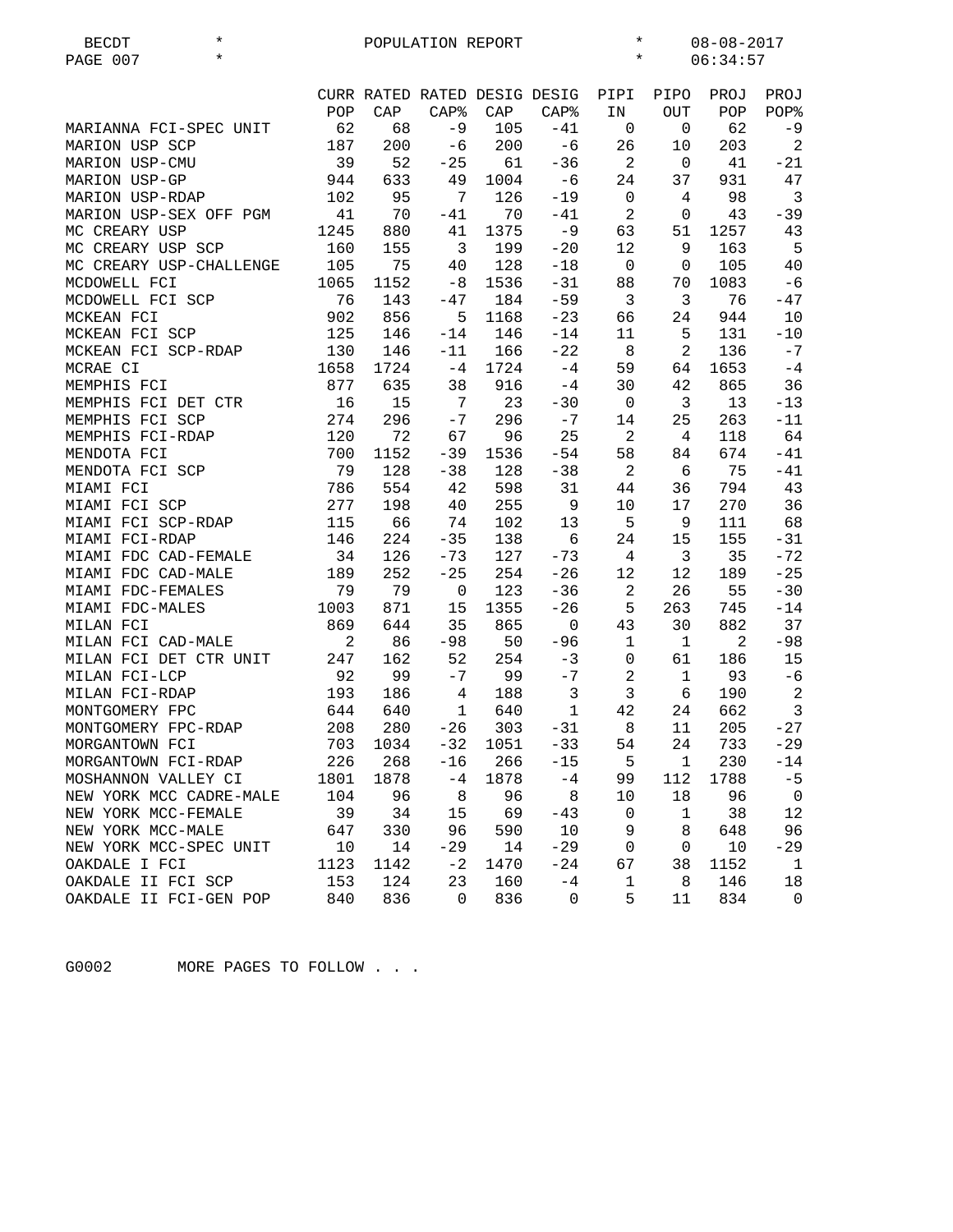BECDT * POPULATION REPORT * 08-08-2017
PAGE 007 * * 06:34:57

| | CURR POP | RATED CAP | RATED CAP% | DESIG CAP | DESIG CAP% | PIPI IN | PIPO OUT | PROJ POP | PROJ POP% |
|---|---|---|---|---|---|---|---|---|---|
| MARIANNA FCI-SPEC UNIT | 62 | 68 | -9 | 105 | -41 | 0 | 0 | 62 | -9 |
| MARION USP SCP | 187 | 200 | -6 | 200 | -6 | 26 | 10 | 203 | 2 |
| MARION USP-CMU | 39 | 52 | -25 | 61 | -36 | 2 | 0 | 41 | -21 |
| MARION USP-GP | 944 | 633 | 49 | 1004 | -6 | 24 | 37 | 931 | 47 |
| MARION USP-RDAP | 102 | 95 | 7 | 126 | -19 | 0 | 4 | 98 | 3 |
| MARION USP-SEX OFF PGM | 41 | 70 | -41 | 70 | -41 | 2 | 0 | 43 | -39 |
| MC CREARY USP | 1245 | 880 | 41 | 1375 | -9 | 63 | 51 | 1257 | 43 |
| MC CREARY USP SCP | 160 | 155 | 3 | 199 | -20 | 12 | 9 | 163 | 5 |
| MC CREARY USP-CHALLENGE | 105 | 75 | 40 | 128 | -18 | 0 | 0 | 105 | 40 |
| MCDOWELL FCI | 1065 | 1152 | -8 | 1536 | -31 | 88 | 70 | 1083 | -6 |
| MCDOWELL FCI SCP | 76 | 143 | -47 | 184 | -59 | 3 | 3 | 76 | -47 |
| MCKEAN FCI | 902 | 856 | 5 | 1168 | -23 | 66 | 24 | 944 | 10 |
| MCKEAN FCI SCP | 125 | 146 | -14 | 146 | -14 | 11 | 5 | 131 | -10 |
| MCKEAN FCI SCP-RDAP | 130 | 146 | -11 | 166 | -22 | 8 | 2 | 136 | -7 |
| MCRAE CI | 1658 | 1724 | -4 | 1724 | -4 | 59 | 64 | 1653 | -4 |
| MEMPHIS FCI | 877 | 635 | 38 | 916 | -4 | 30 | 42 | 865 | 36 |
| MEMPHIS FCI DET CTR | 16 | 15 | 7 | 23 | -30 | 0 | 3 | 13 | -13 |
| MEMPHIS FCI SCP | 274 | 296 | -7 | 296 | -7 | 14 | 25 | 263 | -11 |
| MEMPHIS FCI-RDAP | 120 | 72 | 67 | 96 | 25 | 2 | 4 | 118 | 64 |
| MENDOTA FCI | 700 | 1152 | -39 | 1536 | -54 | 58 | 84 | 674 | -41 |
| MENDOTA FCI SCP | 79 | 128 | -38 | 128 | -38 | 2 | 6 | 75 | -41 |
| MIAMI FCI | 786 | 554 | 42 | 598 | 31 | 44 | 36 | 794 | 43 |
| MIAMI FCI SCP | 277 | 198 | 40 | 255 | 9 | 10 | 17 | 270 | 36 |
| MIAMI FCI SCP-RDAP | 115 | 66 | 74 | 102 | 13 | 5 | 9 | 111 | 68 |
| MIAMI FCI-RDAP | 146 | 224 | -35 | 138 | 6 | 24 | 15 | 155 | -31 |
| MIAMI FDC CAD-FEMALE | 34 | 126 | -73 | 127 | -73 | 4 | 3 | 35 | -72 |
| MIAMI FDC CAD-MALE | 189 | 252 | -25 | 254 | -26 | 12 | 12 | 189 | -25 |
| MIAMI FDC-FEMALES | 79 | 79 | 0 | 123 | -36 | 2 | 26 | 55 | -30 |
| MIAMI FDC-MALES | 1003 | 871 | 15 | 1355 | -26 | 5 | 263 | 745 | -14 |
| MILAN FCI | 869 | 644 | 35 | 865 | 0 | 43 | 30 | 882 | 37 |
| MILAN FCI CAD-MALE | 2 | 86 | -98 | 50 | -96 | 1 | 1 | 2 | -98 |
| MILAN FCI DET CTR UNIT | 247 | 162 | 52 | 254 | -3 | 0 | 61 | 186 | 15 |
| MILAN FCI-LCP | 92 | 99 | -7 | 99 | -7 | 2 | 1 | 93 | -6 |
| MILAN FCI-RDAP | 193 | 186 | 4 | 188 | 3 | 3 | 6 | 190 | 2 |
| MONTGOMERY FPC | 644 | 640 | 1 | 640 | 1 | 42 | 24 | 662 | 3 |
| MONTGOMERY FPC-RDAP | 208 | 280 | -26 | 303 | -31 | 8 | 11 | 205 | -27 |
| MORGANTOWN FCI | 703 | 1034 | -32 | 1051 | -33 | 54 | 24 | 733 | -29 |
| MORGANTOWN FCI-RDAP | 226 | 268 | -16 | 266 | -15 | 5 | 1 | 230 | -14 |
| MOSHANNON VALLEY CI | 1801 | 1878 | -4 | 1878 | -4 | 99 | 112 | 1788 | -5 |
| NEW YORK MCC CADRE-MALE | 104 | 96 | 8 | 96 | 8 | 10 | 18 | 96 | 0 |
| NEW YORK MCC-FEMALE | 39 | 34 | 15 | 69 | -43 | 0 | 1 | 38 | 12 |
| NEW YORK MCC-MALE | 647 | 330 | 96 | 590 | 10 | 9 | 8 | 648 | 96 |
| NEW YORK MCC-SPEC UNIT | 10 | 14 | -29 | 14 | -29 | 0 | 0 | 10 | -29 |
| OAKDALE I FCI | 1123 | 1142 | -2 | 1470 | -24 | 67 | 38 | 1152 | 1 |
| OAKDALE II FCI SCP | 153 | 124 | 23 | 160 | -4 | 1 | 8 | 146 | 18 |
| OAKDALE II FCI-GEN POP | 840 | 836 | 0 | 836 | 0 | 5 | 11 | 834 | 0 |

G0002 MORE PAGES TO FOLLOW . . .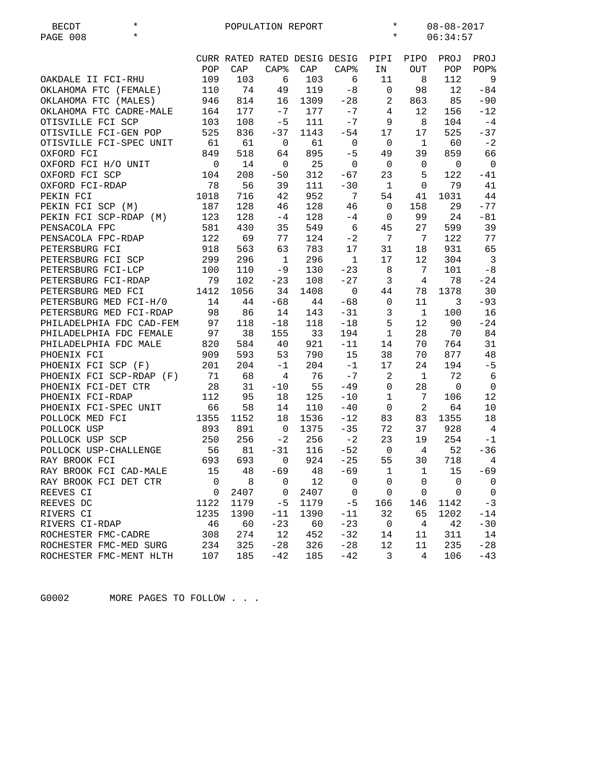| | CURR POP | RATED CAP | RATED CAP% | DESIG CAP | DESIG CAP% | PIPI IN | PIPO OUT | PROJ POP | PROJ POP% |
|---|---|---|---|---|---|---|---|---|---|
| OAKDALE II FCI-RHU | 109 | 103 | 6 | 103 | 6 | 11 | 8 | 112 | 9 |
| OKLAHOMA FTC (FEMALE) | 110 | 74 | 49 | 119 | -8 | 0 | 98 | 12 | -84 |
| OKLAHOMA FTC (MALES) | 946 | 814 | 16 | 1309 | -28 | 2 | 863 | 85 | -90 |
| OKLAHOMA FTC CADRE-MALE | 164 | 177 | -7 | 177 | -7 | 4 | 12 | 156 | -12 |
| OTISVILLE FCI SCP | 103 | 108 | -5 | 111 | -7 | 9 | 8 | 104 | -4 |
| OTISVILLE FCI-GEN POP | 525 | 836 | -37 | 1143 | -54 | 17 | 17 | 525 | -37 |
| OTISVILLE FCI-SPEC UNIT | 61 | 61 | 0 | 61 | 0 | 0 | 1 | 60 | -2 |
| OXFORD FCI | 849 | 518 | 64 | 895 | -5 | 49 | 39 | 859 | 66 |
| OXFORD FCI H/O UNIT | 0 | 14 | 0 | 25 | 0 | 0 | 0 | 0 | 0 |
| OXFORD FCI SCP | 104 | 208 | -50 | 312 | -67 | 23 | 5 | 122 | -41 |
| OXFORD FCI-RDAP | 78 | 56 | 39 | 111 | -30 | 1 | 0 | 79 | 41 |
| PEKIN FCI | 1018 | 716 | 42 | 952 | 7 | 54 | 41 | 1031 | 44 |
| PEKIN FCI SCP (M) | 187 | 128 | 46 | 128 | 46 | 0 | 158 | 29 | -77 |
| PEKIN FCI SCP-RDAP (M) | 123 | 128 | -4 | 128 | -4 | 0 | 99 | 24 | -81 |
| PENSACOLA FPC | 581 | 430 | 35 | 549 | 6 | 45 | 27 | 599 | 39 |
| PENSACOLA FPC-RDAP | 122 | 69 | 77 | 124 | -2 | 7 | 7 | 122 | 77 |
| PETERSBURG FCI | 918 | 563 | 63 | 783 | 17 | 31 | 18 | 931 | 65 |
| PETERSBURG FCI SCP | 299 | 296 | 1 | 296 | 1 | 17 | 12 | 304 | 3 |
| PETERSBURG FCI-LCP | 100 | 110 | -9 | 130 | -23 | 8 | 7 | 101 | -8 |
| PETERSBURG FCI-RDAP | 79 | 102 | -23 | 108 | -27 | 3 | 4 | 78 | -24 |
| PETERSBURG MED FCI | 1412 | 1056 | 34 | 1408 | 0 | 44 | 78 | 1378 | 30 |
| PETERSBURG MED FCI-H/0 | 14 | 44 | -68 | 44 | -68 | 0 | 11 | 3 | -93 |
| PETERSBURG MED FCI-RDAP | 98 | 86 | 14 | 143 | -31 | 3 | 1 | 100 | 16 |
| PHILADELPHIA FDC CAD-FEM | 97 | 118 | -18 | 118 | -18 | 5 | 12 | 90 | -24 |
| PHILADELPHIA FDC FEMALE | 97 | 38 | 155 | 33 | 194 | 1 | 28 | 70 | 84 |
| PHILADELPHIA FDC MALE | 820 | 584 | 40 | 921 | -11 | 14 | 70 | 764 | 31 |
| PHOENIX FCI | 909 | 593 | 53 | 790 | 15 | 38 | 70 | 877 | 48 |
| PHOENIX FCI SCP (F) | 201 | 204 | -1 | 204 | -1 | 17 | 24 | 194 | -5 |
| PHOENIX FCI SCP-RDAP (F) | 71 | 68 | 4 | 76 | -7 | 2 | 1 | 72 | 6 |
| PHOENIX FCI-DET CTR | 28 | 31 | -10 | 55 | -49 | 0 | 28 | 0 | 0 |
| PHOENIX FCI-RDAP | 112 | 95 | 18 | 125 | -10 | 1 | 7 | 106 | 12 |
| PHOENIX FCI-SPEC UNIT | 66 | 58 | 14 | 110 | -40 | 0 | 2 | 64 | 10 |
| POLLOCK MED FCI | 1355 | 1152 | 18 | 1536 | -12 | 83 | 83 | 1355 | 18 |
| POLLOCK USP | 893 | 891 | 0 | 1375 | -35 | 72 | 37 | 928 | 4 |
| POLLOCK USP SCP | 250 | 256 | -2 | 256 | -2 | 23 | 19 | 254 | -1 |
| POLLOCK USP-CHALLENGE | 56 | 81 | -31 | 116 | -52 | 0 | 4 | 52 | -36 |
| RAY BROOK FCI | 693 | 693 | 0 | 924 | -25 | 55 | 30 | 718 | 4 |
| RAY BROOK FCI CAD-MALE | 15 | 48 | -69 | 48 | -69 | 1 | 1 | 15 | -69 |
| RAY BROOK FCI DET CTR | 0 | 8 | 0 | 12 | 0 | 0 | 0 | 0 | 0 |
| REEVES CI | 0 | 2407 | 0 | 2407 | 0 | 0 | 0 | 0 | 0 |
| REEVES DC | 1122 | 1179 | -5 | 1179 | -5 | 166 | 146 | 1142 | -3 |
| RIVERS CI | 1235 | 1390 | -11 | 1390 | -11 | 32 | 65 | 1202 | -14 |
| RIVERS CI-RDAP | 46 | 60 | -23 | 60 | -23 | 0 | 4 | 42 | -30 |
| ROCHESTER FMC-CADRE | 308 | 274 | 12 | 452 | -32 | 14 | 11 | 311 | 14 |
| ROCHESTER FMC-MED SURG | 234 | 325 | -28 | 326 | -28 | 12 | 11 | 235 | -28 |
| ROCHESTER FMC-MENT HLTH | 107 | 185 | -42 | 185 | -42 | 3 | 4 | 106 | -43 |

G0002 MORE PAGES TO FOLLOW . . .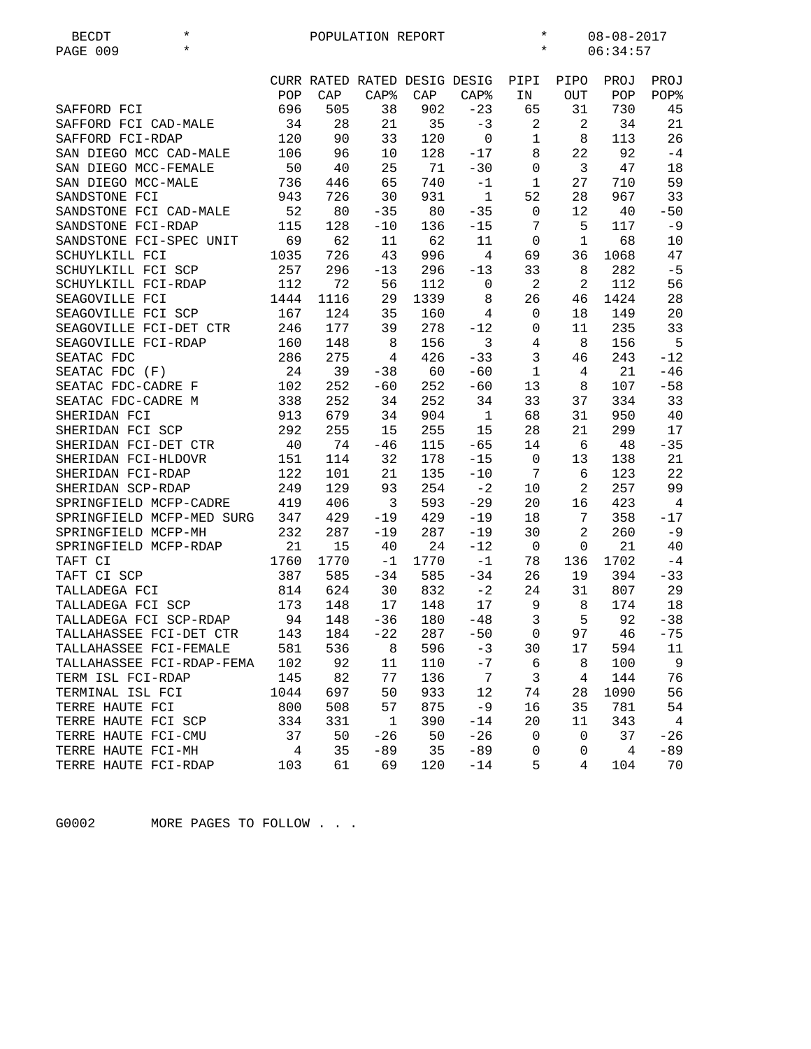| | CURR POP | RATED CAP | RATED CAP% | DESIG CAP | DESIG CAP% | PIPI IN | PIPO OUT | PROJ POP | PROJ POP% |
|---|---|---|---|---|---|---|---|---|---|
| SAFFORD FCI | 696 | 505 | 38 | 902 | -23 | 65 | 31 | 730 | 45 |
| SAFFORD FCI CAD-MALE | 34 | 28 | 21 | 35 | -3 | 2 | 2 | 34 | 21 |
| SAFFORD FCI-RDAP | 120 | 90 | 33 | 120 | 0 | 1 | 8 | 113 | 26 |
| SAN DIEGO MCC CAD-MALE | 106 | 96 | 10 | 128 | -17 | 8 | 22 | 92 | -4 |
| SAN DIEGO MCC-FEMALE | 50 | 40 | 25 | 71 | -30 | 0 | 3 | 47 | 18 |
| SAN DIEGO MCC-MALE | 736 | 446 | 65 | 740 | -1 | 1 | 27 | 710 | 59 |
| SANDSTONE FCI | 943 | 726 | 30 | 931 | 1 | 52 | 28 | 967 | 33 |
| SANDSTONE FCI CAD-MALE | 52 | 80 | -35 | 80 | -35 | 0 | 12 | 40 | -50 |
| SANDSTONE FCI-RDAP | 115 | 128 | -10 | 136 | -15 | 7 | 5 | 117 | -9 |
| SANDSTONE FCI-SPEC UNIT | 69 | 62 | 11 | 62 | 11 | 0 | 1 | 68 | 10 |
| SCHUYLKILL FCI | 1035 | 726 | 43 | 996 | 4 | 69 | 36 | 1068 | 47 |
| SCHUYLKILL FCI SCP | 257 | 296 | -13 | 296 | -13 | 33 | 8 | 282 | -5 |
| SCHUYLKILL FCI-RDAP | 112 | 72 | 56 | 112 | 0 | 2 | 2 | 112 | 56 |
| SEAGOVILLE FCI | 1444 | 1116 | 29 | 1339 | 8 | 26 | 46 | 1424 | 28 |
| SEAGOVILLE FCI SCP | 167 | 124 | 35 | 160 | 4 | 0 | 18 | 149 | 20 |
| SEAGOVILLE FCI-DET CTR | 246 | 177 | 39 | 278 | -12 | 0 | 11 | 235 | 33 |
| SEAGOVILLE FCI-RDAP | 160 | 148 | 8 | 156 | 3 | 4 | 8 | 156 | 5 |
| SEATAC FDC | 286 | 275 | 4 | 426 | -33 | 3 | 46 | 243 | -12 |
| SEATAC FDC (F) | 24 | 39 | -38 | 60 | -60 | 1 | 4 | 21 | -46 |
| SEATAC FDC-CADRE F | 102 | 252 | -60 | 252 | -60 | 13 | 8 | 107 | -58 |
| SEATAC FDC-CADRE M | 338 | 252 | 34 | 252 | 34 | 33 | 37 | 334 | 33 |
| SHERIDAN FCI | 913 | 679 | 34 | 904 | 1 | 68 | 31 | 950 | 40 |
| SHERIDAN FCI SCP | 292 | 255 | 15 | 255 | 15 | 28 | 21 | 299 | 17 |
| SHERIDAN FCI-DET CTR | 40 | 74 | -46 | 115 | -65 | 14 | 6 | 48 | -35 |
| SHERIDAN FCI-HLDOVR | 151 | 114 | 32 | 178 | -15 | 0 | 13 | 138 | 21 |
| SHERIDAN FCI-RDAP | 122 | 101 | 21 | 135 | -10 | 7 | 6 | 123 | 22 |
| SHERIDAN SCP-RDAP | 249 | 129 | 93 | 254 | -2 | 10 | 2 | 257 | 99 |
| SPRINGFIELD MCFP-CADRE | 419 | 406 | 3 | 593 | -29 | 20 | 16 | 423 | 4 |
| SPRINGFIELD MCFP-MED SURG | 347 | 429 | -19 | 429 | -19 | 18 | 7 | 358 | -17 |
| SPRINGFIELD MCFP-MH | 232 | 287 | -19 | 287 | -19 | 30 | 2 | 260 | -9 |
| SPRINGFIELD MCFP-RDAP | 21 | 15 | 40 | 24 | -12 | 0 | 0 | 21 | 40 |
| TAFT CI | 1760 | 1770 | -1 | 1770 | -1 | 78 | 136 | 1702 | -4 |
| TAFT CI SCP | 387 | 585 | -34 | 585 | -34 | 26 | 19 | 394 | -33 |
| TALLADEGA FCI | 814 | 624 | 30 | 832 | -2 | 24 | 31 | 807 | 29 |
| TALLADEGA FCI SCP | 173 | 148 | 17 | 148 | 17 | 9 | 8 | 174 | 18 |
| TALLADEGA FCI SCP-RDAP | 94 | 148 | -36 | 180 | -48 | 3 | 5 | 92 | -38 |
| TALLAHASSEE FCI-DET CTR | 143 | 184 | -22 | 287 | -50 | 0 | 97 | 46 | -75 |
| TALLAHASSEE FCI-FEMALE | 581 | 536 | 8 | 596 | -3 | 30 | 17 | 594 | 11 |
| TALLAHASSEE FCI-RDAP-FEMA | 102 | 92 | 11 | 110 | -7 | 6 | 8 | 100 | 9 |
| TERM ISL FCI-RDAP | 145 | 82 | 77 | 136 | 7 | 3 | 4 | 144 | 76 |
| TERMINAL ISL FCI | 1044 | 697 | 50 | 933 | 12 | 74 | 28 | 1090 | 56 |
| TERRE HAUTE FCI | 800 | 508 | 57 | 875 | -9 | 16 | 35 | 781 | 54 |
| TERRE HAUTE FCI SCP | 334 | 331 | 1 | 390 | -14 | 20 | 11 | 343 | 4 |
| TERRE HAUTE FCI-CMU | 37 | 50 | -26 | 50 | -26 | 0 | 0 | 37 | -26 |
| TERRE HAUTE FCI-MH | 4 | 35 | -89 | 35 | -89 | 0 | 0 | 4 | -89 |
| TERRE HAUTE FCI-RDAP | 103 | 61 | 69 | 120 | -14 | 5 | 4 | 104 | 70 |

G0002 MORE PAGES TO FOLLOW . . .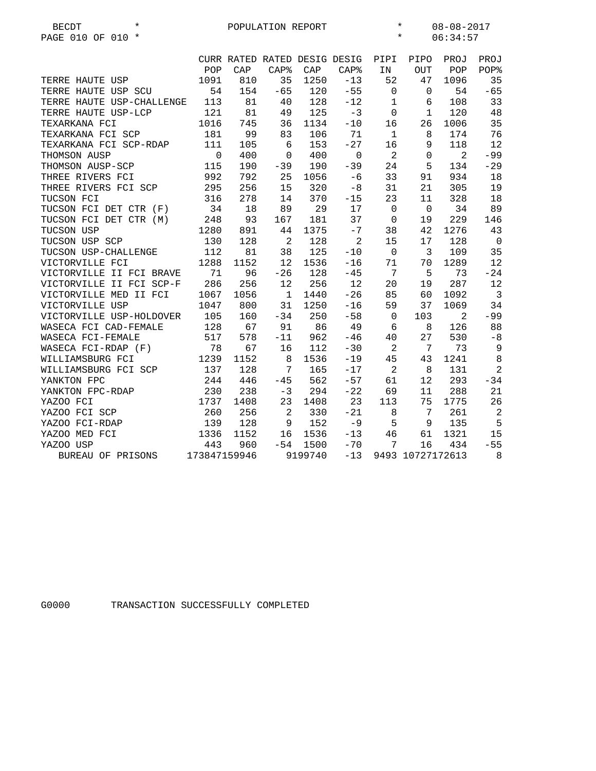| | CURR POP | RATED CAP | RATED CAP% | DESIG CAP | DESIG CAP% | PIPI IN | PIPO OUT | PROJ POP | PROJ POP% |
|---|---|---|---|---|---|---|---|---|---|
| TERRE HAUTE USP | 1091 | 810 | 35 | 1250 | -13 | 52 | 47 | 1096 | 35 |
| TERRE HAUTE USP SCU | 54 | 154 | -65 | 120 | -55 | 0 | 0 | 54 | -65 |
| TERRE HAUTE USP-CHALLENGE | 113 | 81 | 40 | 128 | -12 | 1 | 6 | 108 | 33 |
| TERRE HAUTE USP-LCP | 121 | 81 | 49 | 125 | -3 | 0 | 1 | 120 | 48 |
| TEXARKANA FCI | 1016 | 745 | 36 | 1134 | -10 | 16 | 26 | 1006 | 35 |
| TEXARKANA FCI SCP | 181 | 99 | 83 | 106 | 71 | 1 | 8 | 174 | 76 |
| TEXARKANA FCI SCP-RDAP | 111 | 105 | 6 | 153 | -27 | 16 | 9 | 118 | 12 |
| THOMSON AUSP | 0 | 400 | 0 | 400 | 0 | 2 | 0 | 2 | -99 |
| THOMSON AUSP-SCP | 115 | 190 | -39 | 190 | -39 | 24 | 5 | 134 | -29 |
| THREE RIVERS FCI | 992 | 792 | 25 | 1056 | -6 | 33 | 91 | 934 | 18 |
| THREE RIVERS FCI SCP | 295 | 256 | 15 | 320 | -8 | 31 | 21 | 305 | 19 |
| TUCSON FCI | 316 | 278 | 14 | 370 | -15 | 23 | 11 | 328 | 18 |
| TUCSON FCI DET CTR (F) | 34 | 18 | 89 | 29 | 17 | 0 | 0 | 34 | 89 |
| TUCSON FCI DET CTR (M) | 248 | 93 | 167 | 181 | 37 | 0 | 19 | 229 | 146 |
| TUCSON USP | 1280 | 891 | 44 | 1375 | -7 | 38 | 42 | 1276 | 43 |
| TUCSON USP SCP | 130 | 128 | 2 | 128 | 2 | 15 | 17 | 128 | 0 |
| TUCSON USP-CHALLENGE | 112 | 81 | 38 | 125 | -10 | 0 | 3 | 109 | 35 |
| VICTORVILLE FCI | 1288 | 1152 | 12 | 1536 | -16 | 71 | 70 | 1289 | 12 |
| VICTORVILLE II FCI BRAVE | 71 | 96 | -26 | 128 | -45 | 7 | 5 | 73 | -24 |
| VICTORVILLE II FCI SCP-F | 286 | 256 | 12 | 256 | 12 | 20 | 19 | 287 | 12 |
| VICTORVILLE MED II FCI | 1067 | 1056 | 1 | 1440 | -26 | 85 | 60 | 1092 | 3 |
| VICTORVILLE USP | 1047 | 800 | 31 | 1250 | -16 | 59 | 37 | 1069 | 34 |
| VICTORVILLE USP-HOLDOVER | 105 | 160 | -34 | 250 | -58 | 0 | 103 | 2 | -99 |
| WASECA FCI CAD-FEMALE | 128 | 67 | 91 | 86 | 49 | 6 | 8 | 126 | 88 |
| WASECA FCI-FEMALE | 517 | 578 | -11 | 962 | -46 | 40 | 27 | 530 | -8 |
| WASECA FCI-RDAP (F) | 78 | 67 | 16 | 112 | -30 | 2 | 7 | 73 | 9 |
| WILLIAMSBURG FCI | 1239 | 1152 | 8 | 1536 | -19 | 45 | 43 | 1241 | 8 |
| WILLIAMSBURG FCI SCP | 137 | 128 | 7 | 165 | -17 | 2 | 8 | 131 | 2 |
| YANKTON FPC | 244 | 446 | -45 | 562 | -57 | 61 | 12 | 293 | -34 |
| YANKTON FPC-RDAP | 230 | 238 | -3 | 294 | -22 | 69 | 11 | 288 | 21 |
| YAZOO FCI | 1737 | 1408 | 23 | 1408 | 23 | 113 | 75 | 1775 | 26 |
| YAZOO FCI SCP | 260 | 256 | 2 | 330 | -21 | 8 | 7 | 261 | 2 |
| YAZOO FCI-RDAP | 139 | 128 | 9 | 152 | -9 | 5 | 9 | 135 | 5 |
| YAZOO MED FCI | 1336 | 1152 | 16 | 1536 | -13 | 46 | 61 | 1321 | 15 |
| YAZOO USP | 443 | 960 | -54 | 1500 | -70 | 7 | 16 | 434 | -55 |
| BUREAU OF PRISONS | 173847 | 159946 | 9 | 199740 | -13 | 9493 | 10727 | 172613 | 8 |

G0000 TRANSACTION SUCCESSFULLY COMPLETED